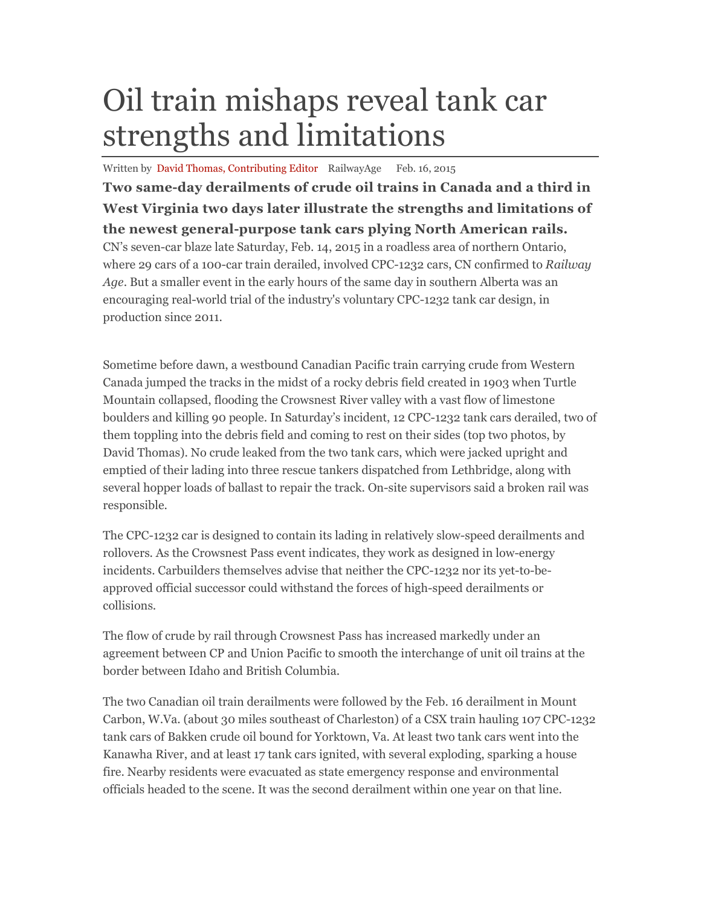# Oil train mishaps reveal tank car strengths and limitations

Written by David Thomas, Contributing Editor RailwayAge Feb. 16, 2015

**Two same-day derailments of crude oil trains in Canada and a third in West Virginia two days later illustrate the strengths and limitations of the newest general-purpose tank cars plying North American rails.**

CN's seven-car blaze late Saturday, Feb. 14, 2015 in a roadless area of northern Ontario, where 29 cars of a 100-car train derailed, involved CPC-1232 cars, CN confirmed to *Railway Age*. But a smaller event in the early hours of the same day in southern Alberta was an encouraging real-world trial of the industry's voluntary CPC-1232 tank car design, in production since 2011.

Sometime before dawn, a westbound Canadian Pacific train carrying crude from Western Canada jumped the tracks in the midst of a rocky debris field created in 1903 when Turtle Mountain collapsed, flooding the Crowsnest River valley with a vast flow of limestone boulders and killing 90 people. In Saturday's incident, 12 CPC-1232 tank cars derailed, two of them toppling into the debris field and coming to rest on their sides (top two photos, by David Thomas). No crude leaked from the two tank cars, which were jacked upright and emptied of their lading into three rescue tankers dispatched from Lethbridge, along with several hopper loads of ballast to repair the track. On-site supervisors said a broken rail was responsible.

The CPC-1232 car is designed to contain its lading in relatively slow-speed derailments and rollovers. As the Crowsnest Pass event indicates, they work as designed in low-energy incidents. Carbuilders themselves advise that neither the CPC-1232 nor its yet-to-be-approved official successor could withstand the forces of high-speed derailments or collisions.

The flow of crude by rail through Crowsnest Pass has increased markedly under an agreement between CP and Union Pacific to smooth the interchange of unit oil trains at the border between Idaho and British Columbia.

The two Canadian oil train derailments were followed by the Feb. 16 derailment in Mount Carbon, W.Va. (about 30 miles southeast of Charleston) of a CSX train hauling 107 CPC-1232 tank cars of Bakken crude oil bound for Yorktown, Va. At least two tank cars went into the Kanawha River, and at least 17 tank cars ignited, with several exploding, sparking a house fire. Nearby residents were evacuated as state emergency response and environmental officials headed to the scene. It was the second derailment within one year on that line.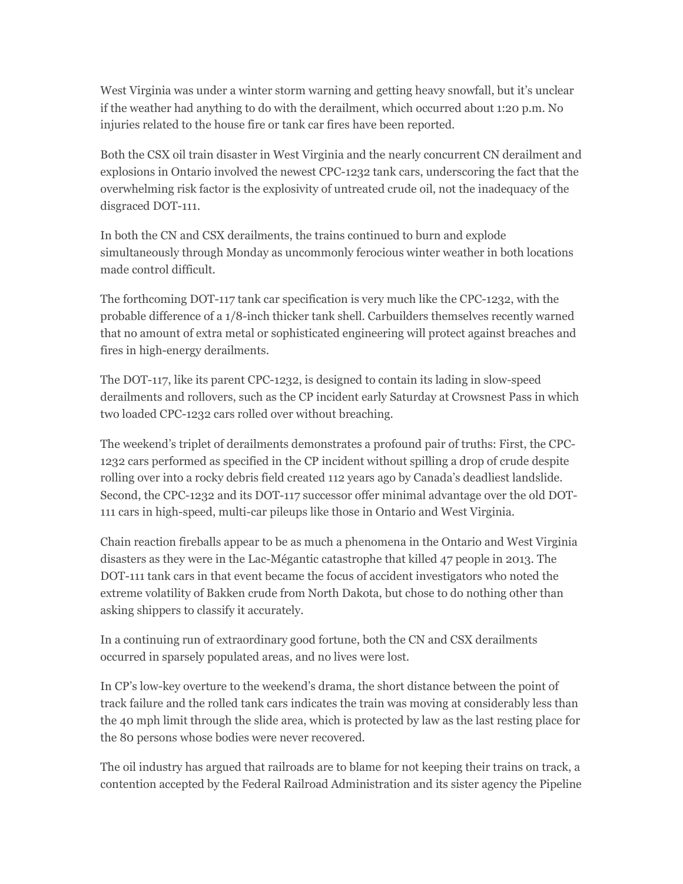West Virginia was under a winter storm warning and getting heavy snowfall, but it's unclear if the weather had anything to do with the derailment, which occurred about 1:20 p.m. No injuries related to the house fire or tank car fires have been reported.

Both the CSX oil train disaster in West Virginia and the nearly concurrent CN derailment and explosions in Ontario involved the newest CPC-1232 tank cars, underscoring the fact that the overwhelming risk factor is the explosivity of untreated crude oil, not the inadequacy of the disgraced DOT-111.

In both the CN and CSX derailments, the trains continued to burn and explode simultaneously through Monday as uncommonly ferocious winter weather in both locations made control difficult.

The forthcoming DOT-117 tank car specification is very much like the CPC-1232, with the probable difference of a 1/8-inch thicker tank shell. Carbuilders themselves recently warned that no amount of extra metal or sophisticated engineering will protect against breaches and fires in high-energy derailments.

The DOT-117, like its parent CPC-1232, is designed to contain its lading in slow-speed derailments and rollovers, such as the CP incident early Saturday at Crowsnest Pass in which two loaded CPC-1232 cars rolled over without breaching.

The weekend's triplet of derailments demonstrates a profound pair of truths: First, the CPC-1232 cars performed as specified in the CP incident without spilling a drop of crude despite rolling over into a rocky debris field created 112 years ago by Canada's deadliest landslide. Second, the CPC-1232 and its DOT-117 successor offer minimal advantage over the old DOT-111 cars in high-speed, multi-car pileups like those in Ontario and West Virginia.

Chain reaction fireballs appear to be as much a phenomena in the Ontario and West Virginia disasters as they were in the Lac-Mégantic catastrophe that killed 47 people in 2013. The DOT-111 tank cars in that event became the focus of accident investigators who noted the extreme volatility of Bakken crude from North Dakota, but chose to do nothing other than asking shippers to classify it accurately.

In a continuing run of extraordinary good fortune, both the CN and CSX derailments occurred in sparsely populated areas, and no lives were lost.

In CP's low-key overture to the weekend's drama, the short distance between the point of track failure and the rolled tank cars indicates the train was moving at considerably less than the 40 mph limit through the slide area, which is protected by law as the last resting place for the 80 persons whose bodies were never recovered.

The oil industry has argued that railroads are to blame for not keeping their trains on track, a contention accepted by the Federal Railroad Administration and its sister agency the Pipeline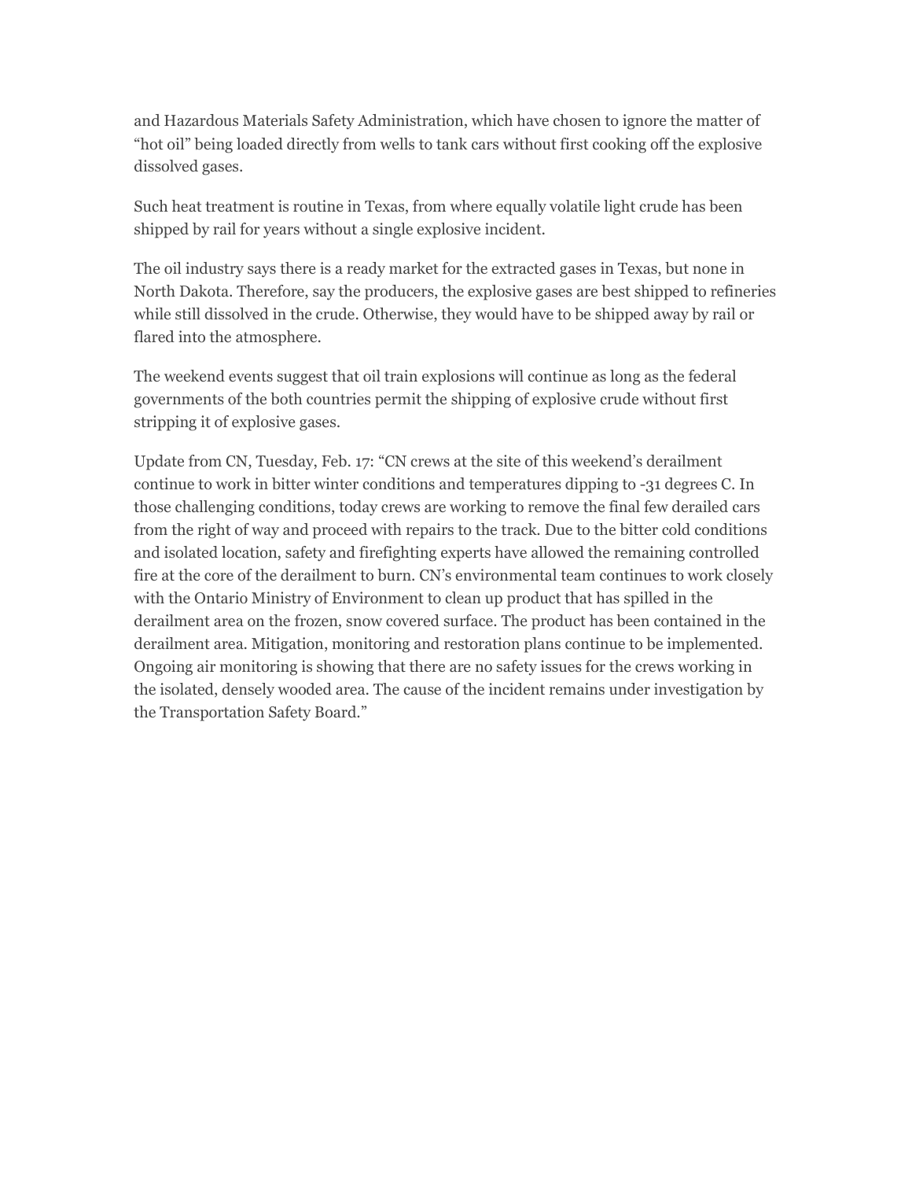and Hazardous Materials Safety Administration, which have chosen to ignore the matter of "hot oil" being loaded directly from wells to tank cars without first cooking off the explosive dissolved gases.

Such heat treatment is routine in Texas, from where equally volatile light crude has been shipped by rail for years without a single explosive incident.

The oil industry says there is a ready market for the extracted gases in Texas, but none in North Dakota. Therefore, say the producers, the explosive gases are best shipped to refineries while still dissolved in the crude. Otherwise, they would have to be shipped away by rail or flared into the atmosphere.

The weekend events suggest that oil train explosions will continue as long as the federal governments of the both countries permit the shipping of explosive crude without first stripping it of explosive gases.

Update from CN, Tuesday, Feb. 17: "CN crews at the site of this weekend's derailment continue to work in bitter winter conditions and temperatures dipping to -31 degrees C. In those challenging conditions, today crews are working to remove the final few derailed cars from the right of way and proceed with repairs to the track. Due to the bitter cold conditions and isolated location, safety and firefighting experts have allowed the remaining controlled fire at the core of the derailment to burn. CN's environmental team continues to work closely with the Ontario Ministry of Environment to clean up product that has spilled in the derailment area on the frozen, snow covered surface. The product has been contained in the derailment area. Mitigation, monitoring and restoration plans continue to be implemented. Ongoing air monitoring is showing that there are no safety issues for the crews working in the isolated, densely wooded area. The cause of the incident remains under investigation by the Transportation Safety Board."